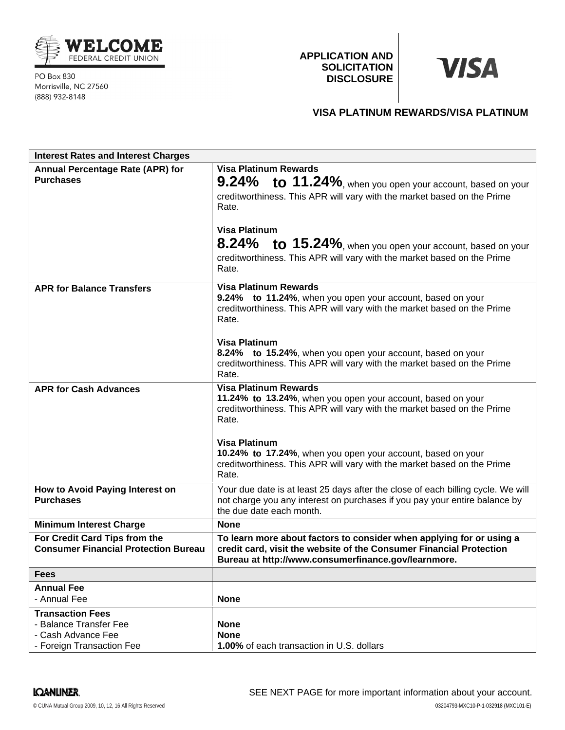**WELCOME**
FEDERAL CREDIT UNION

PO Box 830
Morrisville, NC 27560
(888) 932-8148

**APPLICATION AND SOLICITATION DISCLOSURE**

**VISA**

## VISA PLATINUM REWARDS/VISA PLATINUM

| **Interest Rates and Interest Charges** | |
|---|---|
| **Annual Percentage Rate (APR) for Purchases** | **Visa Platinum Rewards**<br>**9.24% to 11.24%**, when you open your account, based on your creditworthiness. This APR will vary with the market based on the Prime Rate.<br><br>**Visa Platinum**<br>**8.24% to 15.24%**, when you open your account, based on your creditworthiness. This APR will vary with the market based on the Prime Rate. |
| **APR for Balance Transfers** | **Visa Platinum Rewards**<br>**9.24% to 11.24%**, when you open your account, based on your creditworthiness. This APR will vary with the market based on the Prime Rate.<br><br>**Visa Platinum**<br>**8.24% to 15.24%**, when you open your account, based on your creditworthiness. This APR will vary with the market based on the Prime Rate. |
| **APR for Cash Advances** | **Visa Platinum Rewards**<br>**11.24% to 13.24%**, when you open your account, based on your creditworthiness. This APR will vary with the market based on the Prime Rate.<br><br>**Visa Platinum**<br>**10.24% to 17.24%**, when you open your account, based on your creditworthiness. This APR will vary with the market based on the Prime Rate. |
| **How to Avoid Paying Interest on Purchases** | Your due date is at least 25 days after the close of each billing cycle. We will not charge you any interest on purchases if you pay your entire balance by the due date each month. |
| **Minimum Interest Charge** | **None** |
| **For Credit Card Tips from the Consumer Financial Protection Bureau** | **To learn more about factors to consider when applying for or using a credit card, visit the website of the Consumer Financial Protection Bureau at http://www.consumerfinance.gov/learnmore.** |
| **Fees** | |
| **Annual Fee**<br>- Annual Fee | <br>**None** |
| **Transaction Fees**<br>- Balance Transfer Fee<br>- Cash Advance Fee<br>- Foreign Transaction Fee | <br>**None**<br>**None**<br>**1.00%** of each transaction in U.S. dollars |

SEE NEXT PAGE for more important information about your account.

© CUNA Mutual Group 2009, 10, 12, 16 All Rights Reserved

03204793-MXC10-P-1-032918 (MXC101-E)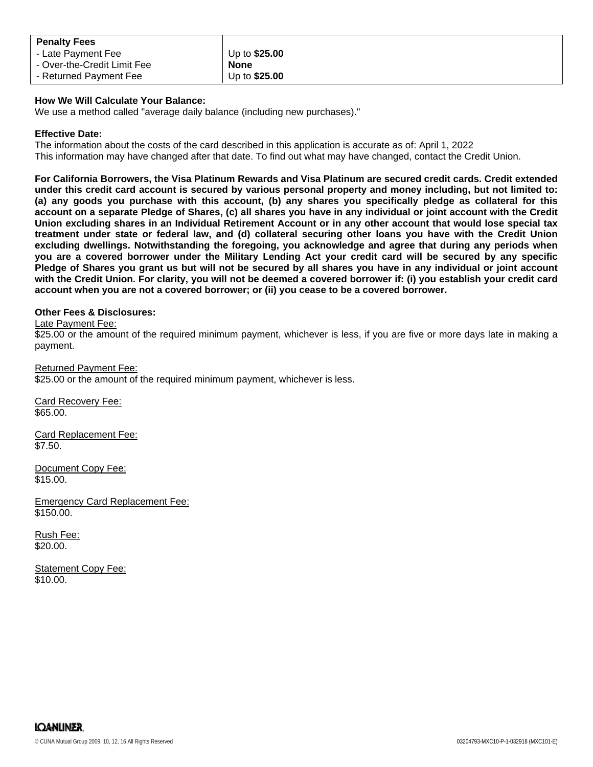| | |
|---|---|
| **Penalty Fees** | |
| - Late Payment Fee | Up to **$25.00** |
| - Over-the-Credit Limit Fee | **None** |
| - Returned Payment Fee | Up to **$25.00** |

**How We Will Calculate Your Balance:**
We use a method called "average daily balance (including new purchases)."

**Effective Date:**
The information about the costs of the card described in this application is accurate as of: April 1, 2022
This information may have changed after that date. To find out what may have changed, contact the Credit Union.

**For California Borrowers, the Visa Platinum Rewards and Visa Platinum are secured credit cards. Credit extended under this credit card account is secured by various personal property and money including, but not limited to: (a) any goods you purchase with this account, (b) any shares you specifically pledge as collateral for this account on a separate Pledge of Shares, (c) all shares you have in any individual or joint account with the Credit Union excluding shares in an Individual Retirement Account or in any other account that would lose special tax treatment under state or federal law, and (d) collateral securing other loans you have with the Credit Union excluding dwellings. Notwithstanding the foregoing, you acknowledge and agree that during any periods when you are a covered borrower under the Military Lending Act your credit card will be secured by any specific Pledge of Shares you grant us but will not be secured by all shares you have in any individual or joint account with the Credit Union. For clarity, you will not be deemed a covered borrower if: (i) you establish your credit card account when you are not a covered borrower; or (ii) you cease to be a covered borrower.**

**Other Fees & Disclosures:**

Late Payment Fee:
$25.00 or the amount of the required minimum payment, whichever is less, if you are five or more days late in making a payment.

Returned Payment Fee:
$25.00 or the amount of the required minimum payment, whichever is less.

Card Recovery Fee:
$65.00.

Card Replacement Fee:
$7.50.

Document Copy Fee:
$15.00.

Emergency Card Replacement Fee:
$150.00.

Rush Fee:
$20.00.

Statement Copy Fee:
$10.00.

LOANLINER

© CUNA Mutual Group 2009, 10, 12, 16 All Rights Reserved

03204793-MXC10-P-1-032918 (MXC101-E)